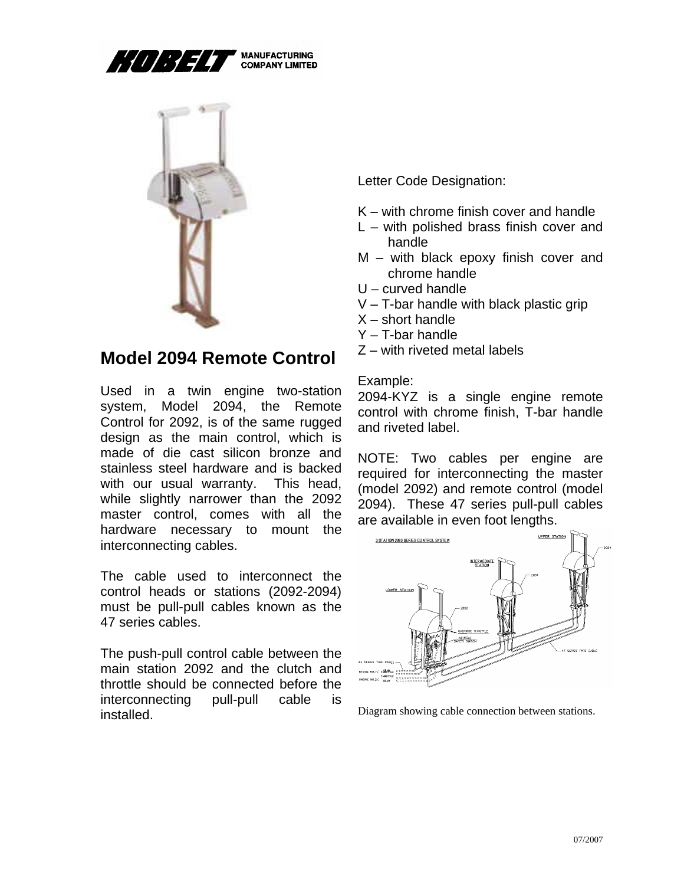KOBELT MANUFACTURING COMPANY LIMITED

## Model 2094 Remote Control

Used in a twin engine two-station system, Model 2094, the Remote Control for 2092, is of the same rugged design as the main control, which is made of die cast silicon bronze and stainless steel hardware and is backed with our usual warranty. This head, while slightly narrower than the 2092 master control, comes with all the hardware necessary to mount the interconnecting cables.

The cable used to interconnect the control heads or stations (2092-2094) must be pull-pull cables known as the 47 series cables.

The push-pull control cable between the main station 2092 and the clutch and throttle should be connected before the interconnecting pull-pull cable is installed.

Letter Code Designation:

- K – with chrome finish cover and handle
- L – with polished brass finish cover and handle
- M – with black epoxy finish cover and chrome handle
- U – curved handle
- V – T-bar handle with black plastic grip
- X – short handle
- Y – T-bar handle
- Z – with riveted metal labels

Example:
2094-KYZ is a single engine remote control with chrome finish, T-bar handle and riveted label.

NOTE: Two cables per engine are required for interconnecting the master (model 2092) and remote control (model 2094). These 47 series pull-pull cables are available in even foot lengths.

Diagram showing cable connection between stations.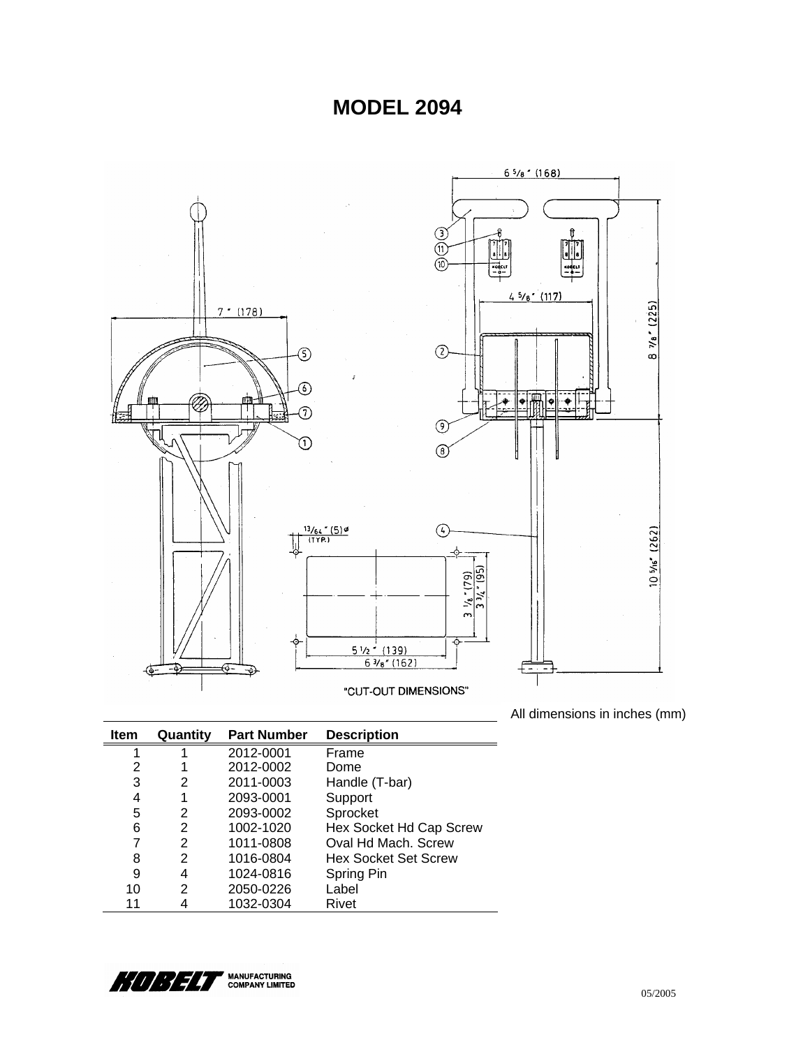# MODEL 2094

6 5/8" (168)

4 5/8" (117)

8 7/8" (225)

10 5/16" (262)

7" (178)

13/64" (5)ø (TYP.)

3 1/8" (79)

3 3/4" (95)

5 1/2" (139)

6 3/8" (162)

"CUT-OUT DIMENSIONS"

All dimensions in inches (mm)

| Item | Quantity | Part Number | Description |
|---|---|---|---|
| 1 | 1 | 2012-0001 | Frame |
| 2 | 1 | 2012-0002 | Dome |
| 3 | 2 | 2011-0003 | Handle (T-bar) |
| 4 | 1 | 2093-0001 | Support |
| 5 | 2 | 2093-0002 | Sprocket |
| 6 | 2 | 1002-1020 | Hex Socket Hd Cap Screw |
| 7 | 2 | 1011-0808 | Oval Hd Mach. Screw |
| 8 | 2 | 1016-0804 | Hex Socket Set Screw |
| 9 | 4 | 1024-0816 | Spring Pin |
| 10 | 2 | 2050-0226 | Label |
| 11 | 4 | 1032-0304 | Rivet |

KOBELT MANUFACTURING COMPANY LIMITED

05/2005